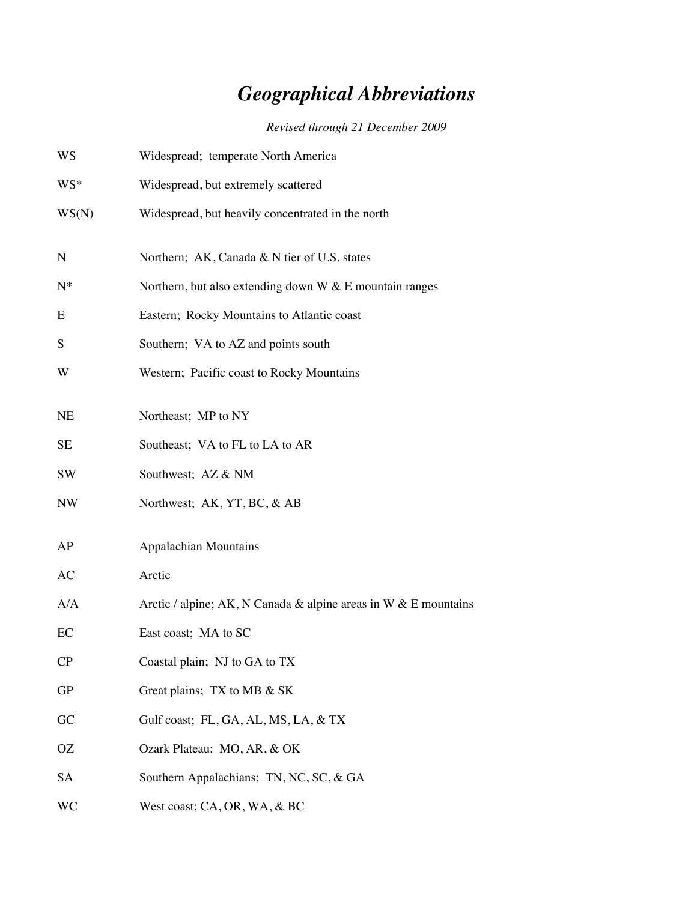# *Geographical Abbreviations*

*Revised through 21 December 2009*

| | |
|---|---|
| WS | Widespread; temperate North America |
| WS* | Widespread, but extremely scattered |
| WS(N) | Widespread, but heavily concentrated in the north |
| | |
| N | Northern; AK, Canada & N tier of U.S. states |
| N* | Northern, but also extending down W & E mountain ranges |
| E | Eastern; Rocky Mountains to Atlantic coast |
| S | Southern; VA to AZ and points south |
| W | Western; Pacific coast to Rocky Mountains |
| | |
| NE | Northeast; MP to NY |
| SE | Southeast; VA to FL to LA to AR |
| SW | Southwest; AZ & NM |
| NW | Northwest; AK, YT, BC, & AB |
| | |
| AP | Appalachian Mountains |
| AC | Arctic |
| A/A | Arctic / alpine; AK, N Canada & alpine areas in W & E mountains |
| EC | East coast; MA to SC |
| CP | Coastal plain; NJ to GA to TX |
| GP | Great plains; TX to MB & SK |
| GC | Gulf coast; FL, GA, AL, MS, LA, & TX |
| OZ | Ozark Plateau: MO, AR, & OK |
| SA | Southern Appalachians; TN, NC, SC, & GA |
| WC | West coast; CA, OR, WA, & BC |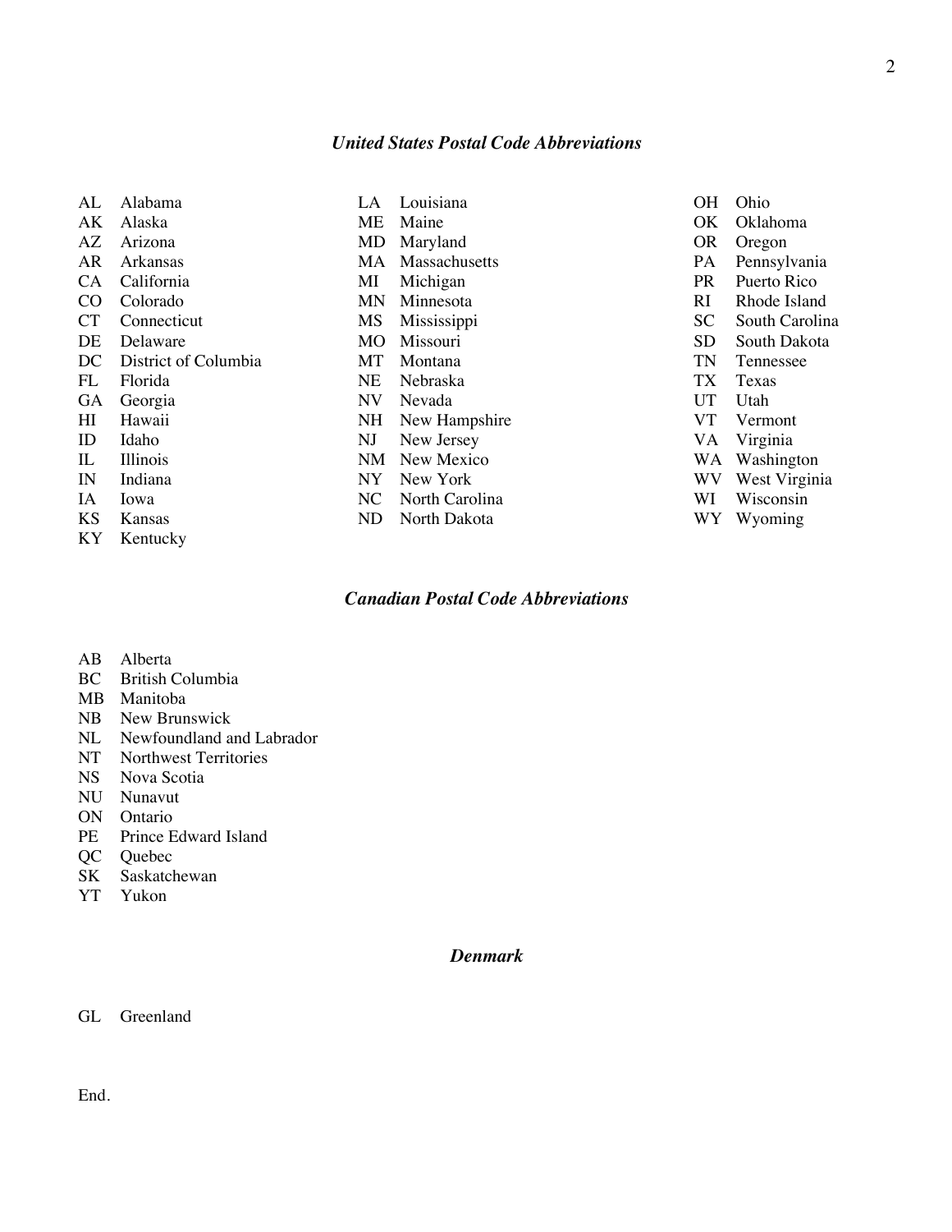### *United States Postal Code Abbreviations*

| | |
|---|---|
| AL | Alabama |
| AK | Alaska |
| AZ | Arizona |
| AR | Arkansas |
| CA | California |
| CO | Colorado |
| CT | Connecticut |
| DE | Delaware |
| DC | District of Columbia |
| FL | Florida |
| GA | Georgia |
| HI | Hawaii |
| ID | Idaho |
| IL | Illinois |
| IN | Indiana |
| IA | Iowa |
| KS | Kansas |
| KY | Kentucky |
| LA | Louisiana |
| ME | Maine |
| MD | Maryland |
| MA | Massachusetts |
| MI | Michigan |
| MN | Minnesota |
| MS | Mississippi |
| MO | Missouri |
| MT | Montana |
| NE | Nebraska |
| NV | Nevada |
| NH | New Hampshire |
| NJ | New Jersey |
| NM | New Mexico |
| NY | New York |
| NC | North Carolina |
| ND | North Dakota |
| OH | Ohio |
| OK | Oklahoma |
| OR | Oregon |
| PA | Pennsylvania |
| PR | Puerto Rico |
| RI | Rhode Island |
| SC | South Carolina |
| SD | South Dakota |
| TN | Tennessee |
| TX | Texas |
| UT | Utah |
| VT | Vermont |
| VA | Virginia |
| WA | Washington |
| WV | West Virginia |
| WI | Wisconsin |
| WY | Wyoming |

### *Canadian Postal Code Abbreviations*

| | |
|---|---|
| AB | Alberta |
| BC | British Columbia |
| MB | Manitoba |
| NB | New Brunswick |
| NL | Newfoundland and Labrador |
| NT | Northwest Territories |
| NS | Nova Scotia |
| NU | Nunavut |
| ON | Ontario |
| PE | Prince Edward Island |
| QC | Quebec |
| SK | Saskatchewan |
| YT | Yukon |

### *Denmark*

| | |
|---|---|
| GL | Greenland |

End.